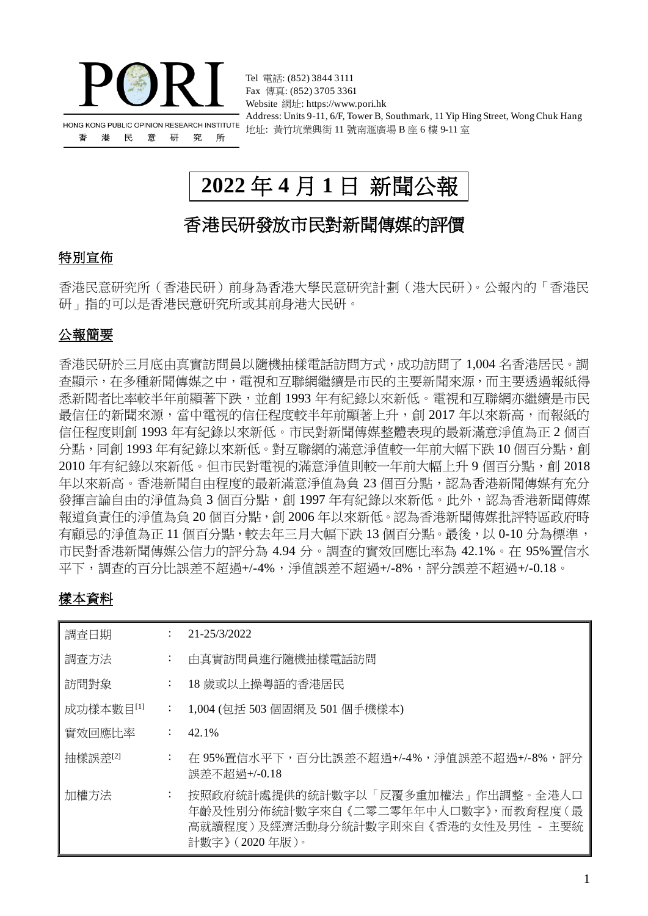PORI

HONG KONG PUBLIC OPINION RESEARCH INSTITUTE
香 港 民 意 研 究 所

Tel 電話: (852) 3844 3111
Fax 傳真: (852) 3705 3361
Website 網址: https://www.pori.hk
Address: Units 9-11, 6/F, Tower B, Southmark, 11 Yip Hing Street, Wong Chuk Hang
地址: 黃竹坑業興街 11 號南滙廣場 B 座 6 樓 9-11 室

# 2022 年 4 月 1 日 新聞公報

## 香港民研發放市民對新聞傳媒的評價

### 特別宣佈

香港民意研究所（香港民研）前身為香港大學民意研究計劃（港大民研）。公報內的「香港民研」指的可以是香港民意研究所或其前身港大民研。

### 公報簡要

香港民研於三月底由真實訪問員以隨機抽樣電話訪問方式，成功訪問了 1,004 名香港居民。調查顯示，在多種新聞傳媒之中，電視和互聯網繼續是市民的主要新聞來源，而主要透過報紙得悉新聞者比率較半年前顯著下跌，並創 1993 年有紀錄以來新低。電視和互聯網亦繼續是市民最信任的新聞來源，當中電視的信任程度較半年前顯著上升，創 2017 年以來新高，而報紙的信任程度則創 1993 年有紀錄以來新低。市民對新聞傳媒整體表現的最新滿意淨值為正 2 個百分點，同創 1993 年有紀錄以來新低。對互聯網的滿意淨值較一年前大幅下跌 10 個百分點，創 2010 年有紀錄以來新低。但市民對電視的滿意淨值則較一年前大幅上升 9 個百分點，創 2018 年以來新高。香港新聞自由程度的最新滿意淨值為負 23 個百分點，認為香港新聞傳媒有充分發揮言論自由的淨值為負 3 個百分點，創 1997 年有紀錄以來新低。此外，認為香港新聞傳媒報道負責任的淨值為負 20 個百分點，創 2006 年以來新低。認為香港新聞傳媒批評特區政府時有顧忌的淨值為正 11 個百分點，較去年三月大幅下跌 13 個百分點。最後，以 0-10 分為標準，市民對香港新聞傳媒公信力的評分為 4.94 分。調查的實效回應比率為 42.1%。在 95%置信水平下，調查的百分比誤差不超過+/-4%，淨值誤差不超過+/-8%，評分誤差不超過+/-0.18。

### 樣本資料

| | | |
|---|---|---|
| 調查日期 | : | 21-25/3/2022 |
| 調查方法 | : | 由真實訪問員進行隨機抽樣電話訪問 |
| 訪問對象 | : | 18 歲或以上操粵語的香港居民 |
| 成功樣本數目[1] | : | 1,004 (包括 503 個固網及 501 個手機樣本) |
| 實效回應比率 | : | 42.1% |
| 抽樣誤差[2] | : | 在 95%置信水平下，百分比誤差不超過+/-4%，淨值誤差不超過+/-8%，評分誤差不超過+/-0.18 |
| 加權方法 | : | 按照政府統計處提供的統計數字以「反覆多重加權法」作出調整。全港人口年齡及性別分佈統計數字來自《二零二零年年中人口數字》，而教育程度（最高就讀程度）及經濟活動身分統計數字則來自《香港的女性及男性 - 主要統計數字》（2020 年版）。 |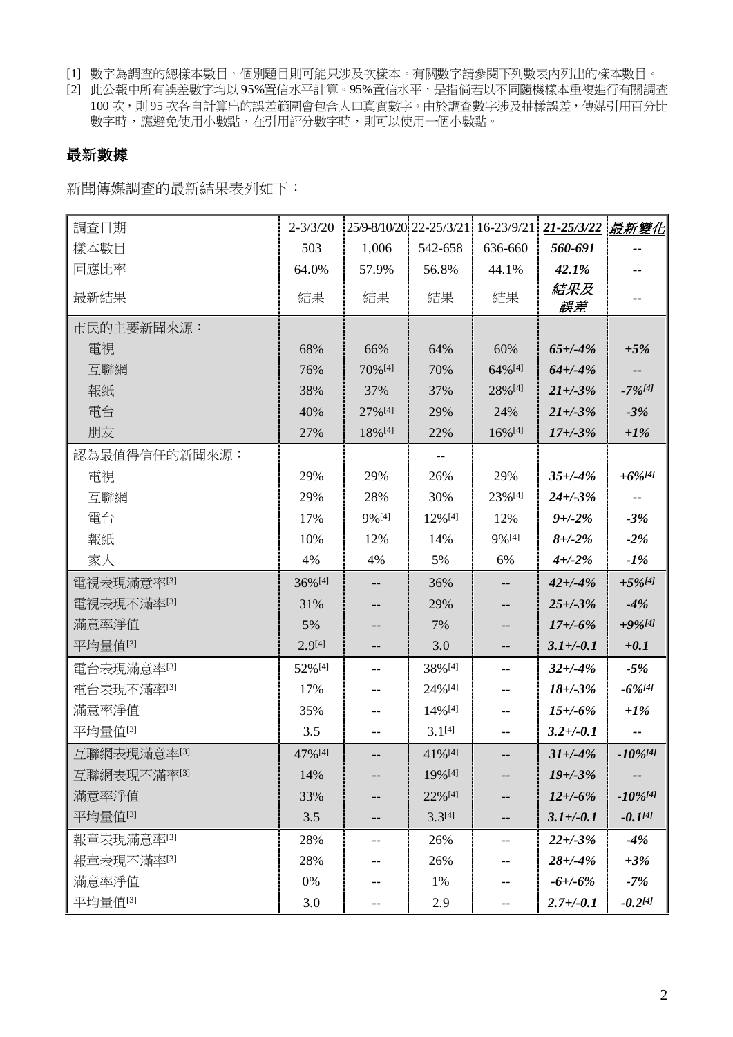[1] 數字為調查的總樣本數目，個別題目則可能只涉及次樣本。有關數字請參閱下列數表內列出的樣本數目。
[2] 此公報中所有誤差數字均以 95%置信水平計算。95%置信水平，是指倘若以不同隨機樣本重複進行有關調查 100 次，則 95 次各自計算出的誤差範圍會包含人口真實數字。由於調查數字涉及抽樣誤差，傳媒引用百分比數字時，應避免使用小數點，在引用評分數字時，則可以使用一個小數點。

## 最新數據

新聞傳媒調查的最新結果表列如下：

| 調查日期 | 2-3/3/20 | 25/9-8/10/20 | 22-25/3/21 | 16-23/9/21 | *21-25/3/22* | *最新變化* |
|---|---|---|---|---|---|---|
| 樣本數目 | 503 | 1,006 | 542-658 | 636-660 | *560-691* | -- |
| 回應比率 | 64.0% | 57.9% | 56.8% | 44.1% | *42.1%* | -- |
| 最新結果 | 結果 | 結果 | 結果 | 結果 | *結果及誤差* | -- |
| 市民的主要新聞來源： | | | | | | |
| 電視 | 68% | 66% | 64% | 60% | *65+/-4%* | *+5%* |
| 互聯網 | 76% | 70%[4] | 70% | 64%[4] | *64+/-4%* | *--* |
| 報紙 | 38% | 37% | 37% | 28%[4] | *21+/-3%* | *-7%[4]* |
| 電台 | 40% | 27%[4] | 29% | 24% | *21+/-3%* | *-3%* |
| 朋友 | 27% | 18%[4] | 22% | 16%[4] | *17+/-3%* | *+1%* |
| 認為最值得信任的新聞來源： | | | -- | | | |
| 電視 | 29% | 29% | 26% | 29% | *35+/-4%* | *+6%[4]* |
| 互聯網 | 29% | 28% | 30% | 23%[4] | *24+/-3%* | *--* |
| 電台 | 17% | 9%[4] | 12%[4] | 12% | *9+/-2%* | *-3%* |
| 報紙 | 10% | 12% | 14% | 9%[4] | *8+/-2%* | *-2%* |
| 家人 | 4% | 4% | 5% | 6% | *4+/-2%* | *-1%* |
| 電視表現滿意率[3] | 36%[4] | -- | 36% | -- | *42+/-4%* | *+5%[4]* |
| 電視表現不滿率[3] | 31% | -- | 29% | -- | *25+/-3%* | *-4%* |
| 滿意率淨值 | 5% | -- | 7% | -- | *17+/-6%* | *+9%[4]* |
| 平均量值[3] | 2.9[4] | -- | 3.0 | -- | *3.1+/-0.1* | *+0.1* |
| 電台表現滿意率[3] | 52%[4] | -- | 38%[4] | -- | *32+/-4%* | *-5%* |
| 電台表現不滿率[3] | 17% | -- | 24%[4] | -- | *18+/-3%* | *-6%[4]* |
| 滿意率淨值 | 35% | -- | 14%[4] | -- | *15+/-6%* | *+1%* |
| 平均量值[3] | 3.5 | -- | 3.1[4] | -- | *3.2+/-0.1* | *--* |
| 互聯網表現滿意率[3] | 47%[4] | -- | 41%[4] | -- | *31+/-4%* | *-10%[4]* |
| 互聯網表現不滿率[3] | 14% | -- | 19%[4] | -- | *19+/-3%* | *--* |
| 滿意率淨值 | 33% | -- | 22%[4] | -- | *12+/-6%* | *-10%[4]* |
| 平均量值[3] | 3.5 | -- | 3.3[4] | -- | *3.1+/-0.1* | *-0.1[4]* |
| 報章表現滿意率[3] | 28% | -- | 26% | -- | *22+/-3%* | *-4%* |
| 報章表現不滿率[3] | 28% | -- | 26% | -- | *28+/-4%* | *+3%* |
| 滿意率淨值 | 0% | -- | 1% | -- | *-6+/-6%* | *-7%* |
| 平均量值[3] | 3.0 | -- | 2.9 | -- | *2.7+/-0.1* | *-0.2[4]* |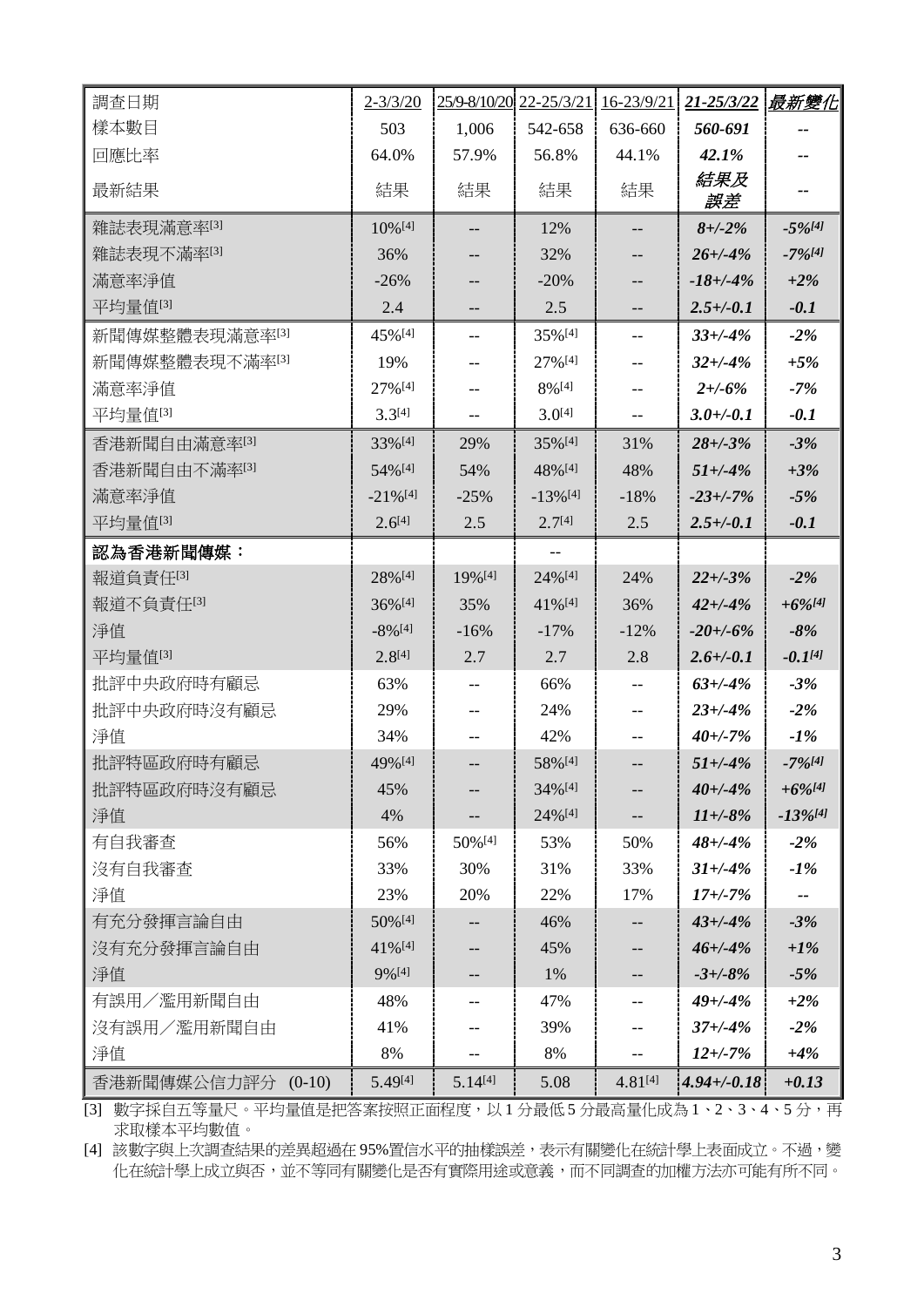| 調查日期 | 2-3/3/20 | 25/9-8/10/20 | 22-25/3/21 | 16-23/9/21 | ***21-25/3/22*** | ***最新變化*** |
|---|---|---|---|---|---|---|
| 樣本數目 | 503 | 1,006 | 542-658 | 636-660 | ***560-691*** | -- |
| 回應比率 | 64.0% | 57.9% | 56.8% | 44.1% | ***42.1%*** | -- |
| 最新結果 | 結果 | 結果 | 結果 | 結果 | *結果及誤差* | -- |
| 雜誌表現滿意率[3] | 10%[4] | -- | 12% | -- | ***8+/-2%*** | ***-5%[4]*** |
| 雜誌表現不滿率[3] | 36% | -- | 32% | -- | ***26+/-4%*** | ***-7%[4]*** |
| 滿意率淨值 | -26% | -- | -20% | -- | ***-18+/-4%*** | ***+2%*** |
| 平均量值[3] | 2.4 | -- | 2.5 | -- | ***2.5+/-0.1*** | ***-0.1*** |
| 新聞傳媒整體表現滿意率[3] | 45%[4] | -- | 35%[4] | -- | ***33+/-4%*** | ***-2%*** |
| 新聞傳媒整體表現不滿率[3] | 19% | -- | 27%[4] | -- | ***32+/-4%*** | ***+5%*** |
| 滿意率淨值 | 27%[4] | -- | 8%[4] | -- | ***2+/-6%*** | ***-7%*** |
| 平均量值[3] | 3.3[4] | -- | 3.0[4] | -- | ***3.0+/-0.1*** | ***-0.1*** |
| 香港新聞自由滿意率[3] | 33%[4] | 29% | 35%[4] | 31% | ***28+/-3%*** | ***-3%*** |
| 香港新聞自由不滿率[3] | 54%[4] | 54% | 48%[4] | 48% | ***51+/-4%*** | ***+3%*** |
| 滿意率淨值 | -21%[4] | -25% | -13%[4] | -18% | ***-23+/-7%*** | ***-5%*** |
| 平均量值[3] | 2.6[4] | 2.5 | 2.7[4] | 2.5 | ***2.5+/-0.1*** | ***-0.1*** |
| **認為香港新聞傳媒：** | | | -- | | | |
| 報道負責任[3] | 28%[4] | 19%[4] | 24%[4] | 24% | ***22+/-3%*** | ***-2%*** |
| 報道不負責任[3] | 36%[4] | 35% | 41%[4] | 36% | ***42+/-4%*** | ***+6%[4]*** |
| 淨值 | -8%[4] | -16% | -17% | -12% | ***-20+/-6%*** | ***-8%*** |
| 平均量值[3] | 2.8[4] | 2.7 | 2.7 | 2.8 | ***2.6+/-0.1*** | ***-0.1[4]*** |
| 批評中央政府時有顧忌 | 63% | -- | 66% | -- | ***63+/-4%*** | ***-3%*** |
| 批評中央政府時沒有顧忌 | 29% | -- | 24% | -- | ***23+/-4%*** | ***-2%*** |
| 淨值 | 34% | -- | 42% | -- | ***40+/-7%*** | ***-1%*** |
| 批評特區政府時有顧忌 | 49%[4] | -- | 58%[4] | -- | ***51+/-4%*** | ***-7%[4]*** |
| 批評特區政府時沒有顧忌 | 45% | -- | 34%[4] | -- | ***40+/-4%*** | ***+6%[4]*** |
| 淨值 | 4% | -- | 24%[4] | -- | ***11+/-8%*** | ***-13%[4]*** |
| 有自我審查 | 56% | 50%[4] | 53% | 50% | ***48+/-4%*** | ***-2%*** |
| 沒有自我審查 | 33% | 30% | 31% | 33% | ***31+/-4%*** | ***-1%*** |
| 淨值 | 23% | 20% | 22% | 17% | ***17+/-7%*** | -- |
| 有充分發揮言論自由 | 50%[4] | -- | 46% | -- | ***43+/-4%*** | ***-3%*** |
| 沒有充分發揮言論自由 | 41%[4] | -- | 45% | -- | ***46+/-4%*** | ***+1%*** |
| 淨值 | 9%[4] | -- | 1% | -- | ***-3+/-8%*** | ***-5%*** |
| 有誤用／濫用新聞自由 | 48% | -- | 47% | -- | ***49+/-4%*** | ***+2%*** |
| 沒有誤用／濫用新聞自由 | 41% | -- | 39% | -- | ***37+/-4%*** | ***-2%*** |
| 淨值 | 8% | -- | 8% | -- | ***12+/-7%*** | ***+4%*** |
| 香港新聞傳媒公信力評分 (0-10) | 5.49[4] | 5.14[4] | 5.08 | 4.81[4] | ***4.94+/-0.18*** | ***+0.13*** |

[3] 數字採自五等量尺。平均量值是把答案按照正面程度，以 1 分最低 5 分最高量化成為 1、2、3、4、5 分，再求取樣本平均數值。

[4] 該數字與上次調查結果的差異超過在 95%置信水平的抽樣誤差，表示有關變化在統計學上表面成立。不過，變化在統計學上成立與否，並不等同有關變化是否有實際用途或意義，而不同調查的加權方法亦可能有所不同。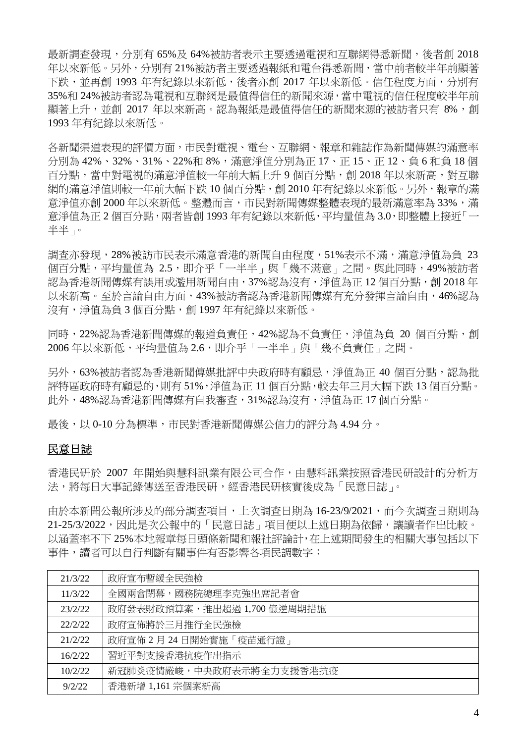最新調查發現，分別有 65%及 64%被訪者表示主要透過電視和互聯網得悉新聞，後者創 2018 年以來新低。另外，分別有 21%被訪者主要透過報紙和電台得悉新聞，當中前者較半年前顯著下跌，並再創 1993 年有紀錄以來新低，後者亦創 2017 年以來新低。信任程度方面，分別有 35%和 24%被訪者認為電視和互聯網是最值得信任的新聞來源，當中電視的信任程度較半年前顯著上升，並創 2017 年以來新高。認為報紙是最值得信任的新聞來源的被訪者只有 8%，創 1993 年有紀錄以來新低。

各新聞渠道表現的評價方面，市民對電視、電台、互聯網、報章和雜誌作為新聞傳媒的滿意率分別為 42%、32%、31%、22%和 8%，滿意淨值分別為正 17、正 15、正 12、負 6 和負 18 個百分點，當中對電視的滿意淨值較一年前大幅上升 9 個百分點，創 2018 年以來新高，對互聯網的滿意淨值則較一年前大幅下跌 10 個百分點，創 2010 年有紀錄以來新低。另外，報章的滿意淨值亦創 2000 年以來新低。整體而言，市民對新聞傳媒整體表現的最新滿意率為 33%，滿意淨值為正 2 個百分點，兩者皆創 1993 年有紀錄以來新低，平均量值為 3.0，即整體上接近「一半半」。

調查亦發現，28%被訪市民表示滿意香港的新聞自由程度，51%表示不滿，滿意淨值為負 23 個百分點，平均量值為 2.5，即介乎「一半半」與「幾不滿意」之間。與此同時，49%被訪者認為香港新聞傳媒有誤用或濫用新聞自由，37%認為沒有，淨值為正 12 個百分點，創 2018 年以來新高。至於言論自由方面，43%被訪者認為香港新聞傳媒有充分發揮言論自由，46%認為沒有，淨值為負 3 個百分點，創 1997 年有紀錄以來新低。

同時，22%認為香港新聞傳媒的報道負責任，42%認為不負責任，淨值為負 20 個百分點，創 2006 年以來新低，平均量值為 2.6，即介乎「一半半」與「幾不負責任」之間。

另外，63%被訪者認為香港新聞傳媒批評中央政府時有顧忌，淨值為正 40 個百分點，認為批評特區政府時有顧忌的，則有 51%，淨值為正 11 個百分點，較去年三月大幅下跌 13 個百分點。此外，48%認為香港新聞傳媒有自我審查，31%認為沒有，淨值為正 17 個百分點。

最後，以 0-10 分為標準，市民對香港新聞傳媒公信力的評分為 4.94 分。

## 民意日誌

香港民研於 2007 年開始與慧科訊業有限公司合作，由慧科訊業按照香港民研設計的分析方法，將每日大事記錄傳送至香港民研，經香港民研核實後成為「民意日誌」。

由於本新聞公報所涉及的部分調查項目，上次調查日期為 16-23/9/2021，而今次調查日期則為 21-25/3/2022，因此是次公報中的「民意日誌」項目便以上述日期為依歸，讓讀者作出比較。以涵蓋率不下 25%本地報章每日頭條新聞和報社評論計，在上述期間發生的相關大事包括以下事件，讀者可以自行判斷有關事件有否影響各項民調數字：

| | |
|---|---|
| 21/3/22 | 政府宣布暫緩全民強檢 |
| 11/3/22 | 全國兩會閉幕，國務院總理李克強出席記者會 |
| 23/2/22 | 政府發表財政預算案，推出超過 1,700 億逆周期措施 |
| 22/2/22 | 政府宣佈將於三月推行全民強檢 |
| 21/2/22 | 政府宣佈 2 月 24 日開始實施「疫苗通行證」 |
| 16/2/22 | 習近平對支援香港抗疫作出指示 |
| 10/2/22 | 新冠肺炎疫情嚴峻，中央政府表示將全力支援香港抗疫 |
| 9/2/22 | 香港新增 1,161 宗個案新高 |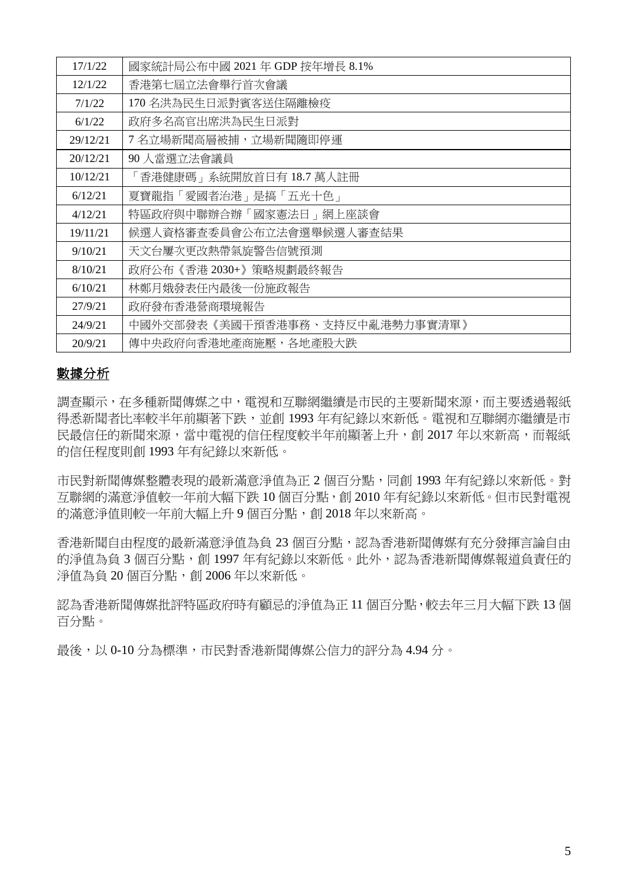| 17/1/22 | 國家統計局公布中國 2021 年 GDP 按年增長 8.1% |
|---|---|
| 12/1/22 | 香港第七屆立法會舉行首次會議 |
| 7/1/22 | 170 名洪為民生日派對賓客送往隔離檢疫 |
| 6/1/22 | 政府多名高官出席洪為民生日派對 |
| 29/12/21 | 7 名立場新聞高層被捕，立場新聞隨即停運 |
| 20/12/21 | 90 人當選立法會議員 |
| 10/12/21 | 「香港健康碼」系統開放首日有 18.7 萬人註冊 |
| 6/12/21 | 夏寶龍指「愛國者治港」是搞「五光十色」 |
| 4/12/21 | 特區政府與中聯辦合辦「國家憲法日」網上座談會 |
| 19/11/21 | 候選人資格審查委員會公布立法會選舉候選人審查結果 |
| 9/10/21 | 天文台屢次更改熱帶氣旋警告信號預測 |
| 8/10/21 | 政府公布《香港 2030+》策略規劃最終報告 |
| 6/10/21 | 林鄭月娥發表任內最後一份施政報告 |
| 27/9/21 | 政府發布香港營商環境報告 |
| 24/9/21 | 中國外交部發表《美國干預香港事務、支持反中亂港勢力事實清單》 |
| 20/9/21 | 傳中央政府向香港地產商施壓，各地產股大跌 |

## 數據分析

調查顯示，在多種新聞傳媒之中，電視和互聯網繼續是市民的主要新聞來源，而主要透過報紙得悉新聞者比率較半年前顯著下跌，並創 1993 年有紀錄以來新低。電視和互聯網亦繼續是市民最信任的新聞來源，當中電視的信任程度較半年前顯著上升，創 2017 年以來新高，而報紙的信任程度則創 1993 年有紀錄以來新低。

市民對新聞傳媒整體表現的最新滿意淨值為正 2 個百分點，同創 1993 年有紀錄以來新低。對互聯網的滿意淨值較一年前大幅下跌 10 個百分點，創 2010 年有紀錄以來新低。但市民對電視的滿意淨值則較一年前大幅上升 9 個百分點，創 2018 年以來新高。

香港新聞自由程度的最新滿意淨值為負 23 個百分點，認為香港新聞傳媒有充分發揮言論自由的淨值為負 3 個百分點，創 1997 年有紀錄以來新低。此外，認為香港新聞傳媒報道負責任的淨值為負 20 個百分點，創 2006 年以來新低。

認為香港新聞傳媒批評特區政府時有顧忌的淨值為正 11 個百分點，較去年三月大幅下跌 13 個百分點。

最後，以 0-10 分為標準，市民對香港新聞傳媒公信力的評分為 4.94 分。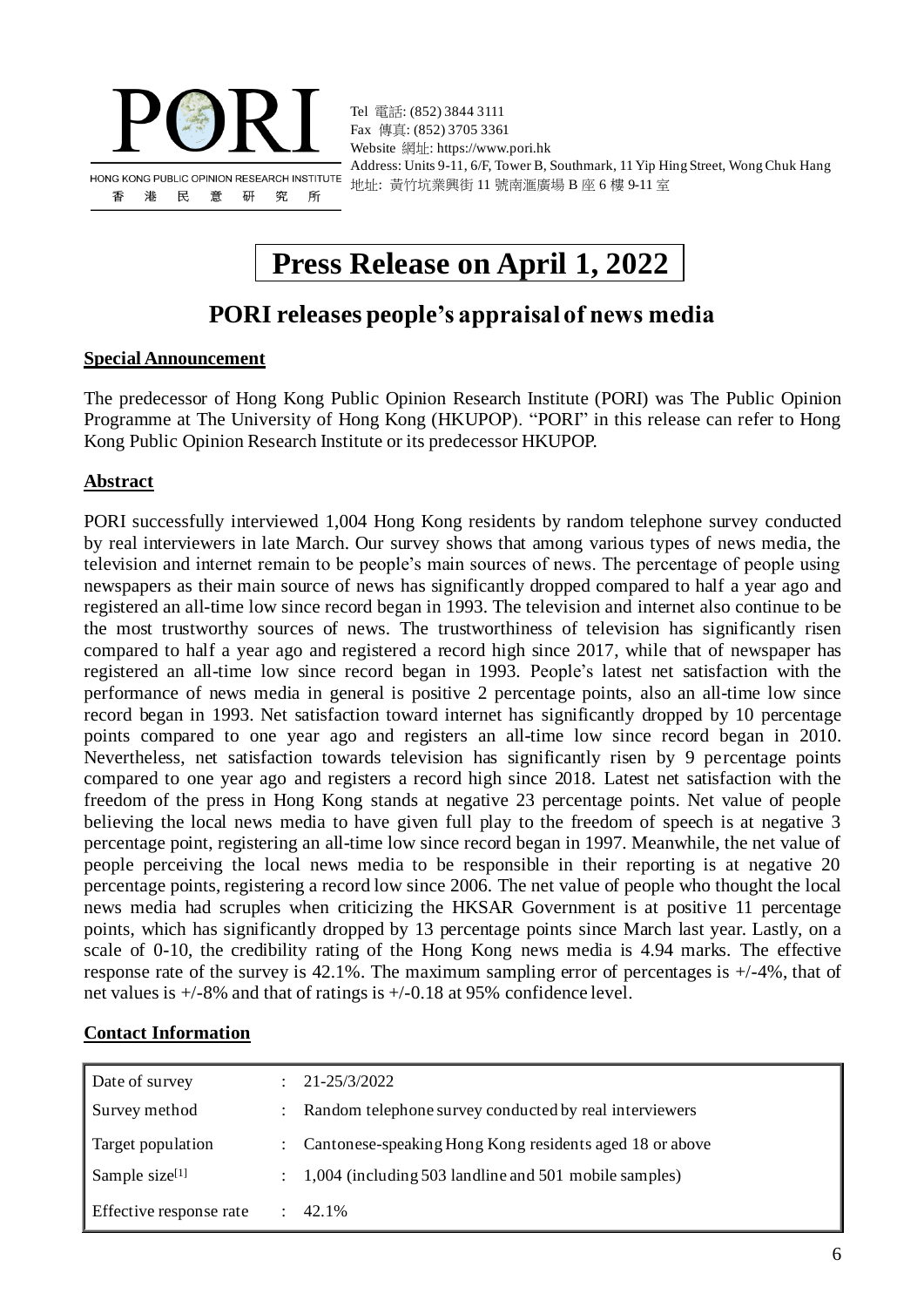PORI

HONG KONG PUBLIC OPINION RESEARCH INSTITUTE
香　港　民　意　研　究　所

Tel 電話: (852) 3844 3111
Fax 傳真: (852) 3705 3361
Website 網址: https://www.pori.hk
Address: Units 9-11, 6/F, Tower B, Southmark, 11 Yip Hing Street, Wong Chuk Hang
地址: 黃竹坑業興街 11 號南滙廣場 B 座 6 樓 9-11 室

# Press Release on April 1, 2022

## PORI releases people's appraisal of news media

### Special Announcement

The predecessor of Hong Kong Public Opinion Research Institute (PORI) was The Public Opinion Programme at The University of Hong Kong (HKUPOP). "PORI" in this release can refer to Hong Kong Public Opinion Research Institute or its predecessor HKUPOP.

### Abstract

PORI successfully interviewed 1,004 Hong Kong residents by random telephone survey conducted by real interviewers in late March. Our survey shows that among various types of news media, the television and internet remain to be people's main sources of news. The percentage of people using newspapers as their main source of news has significantly dropped compared to half a year ago and registered an all-time low since record began in 1993. The television and internet also continue to be the most trustworthy sources of news. The trustworthiness of television has significantly risen compared to half a year ago and registered a record high since 2017, while that of newspaper has registered an all-time low since record began in 1993. People's latest net satisfaction with the performance of news media in general is positive 2 percentage points, also an all-time low since record began in 1993. Net satisfaction toward internet has significantly dropped by 10 percentage points compared to one year ago and registers an all-time low since record began in 2010. Nevertheless, net satisfaction towards television has significantly risen by 9 percentage points compared to one year ago and registers a record high since 2018. Latest net satisfaction with the freedom of the press in Hong Kong stands at negative 23 percentage points. Net value of people believing the local news media to have given full play to the freedom of speech is at negative 3 percentage point, registering an all-time low since record began in 1997. Meanwhile, the net value of people perceiving the local news media to be responsible in their reporting is at negative 20 percentage points, registering a record low since 2006. The net value of people who thought the local news media had scruples when criticizing the HKSAR Government is at positive 11 percentage points, which has significantly dropped by 13 percentage points since March last year. Lastly, on a scale of 0-10, the credibility rating of the Hong Kong news media is 4.94 marks. The effective response rate of the survey is 42.1%. The maximum sampling error of percentages is +/-4%, that of net values is +/-8% and that of ratings is +/-0.18 at 95% confidence level.

### Contact Information

| | | |
|---|---|---|
| Date of survey | : | 21-25/3/2022 |
| Survey method | : | Random telephone survey conducted by real interviewers |
| Target population | : | Cantonese-speaking Hong Kong residents aged 18 or above |
| Sample size[1] | : | 1,004 (including 503 landline and 501 mobile samples) |
| Effective response rate | : | 42.1% |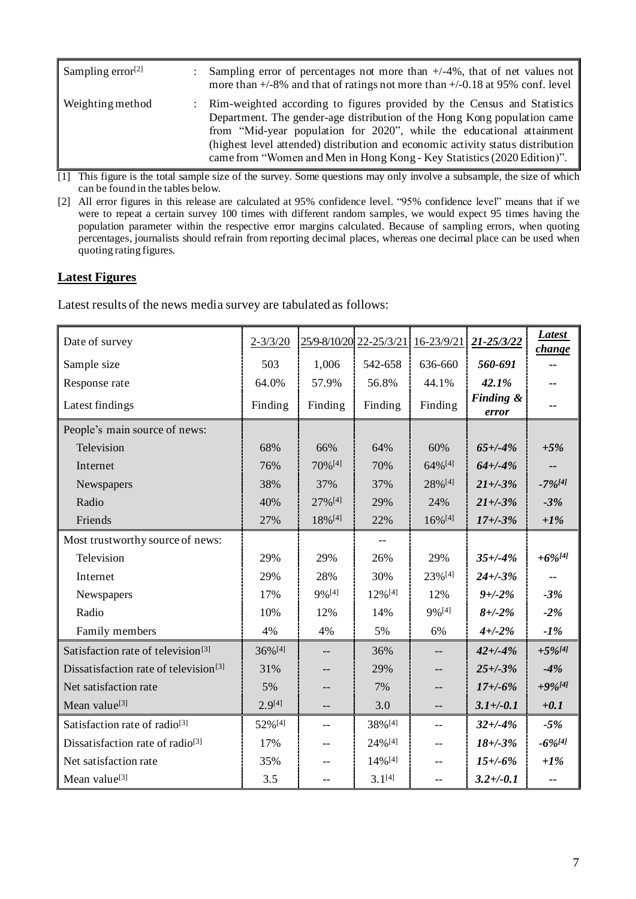| | | |
|---|---|---|
| Sampling error[2] | : | Sampling error of percentages not more than +/-4%, that of net values not more than +/-8% and that of ratings not more than +/-0.18 at 95% conf. level |
| Weighting method | : | Rim-weighted according to figures provided by the Census and Statistics Department. The gender-age distribution of the Hong Kong population came from "Mid-year population for 2020", while the educational attainment (highest level attended) distribution and economic activity status distribution came from "Women and Men in Hong Kong - Key Statistics (2020 Edition)". |

[1] This figure is the total sample size of the survey. Some questions may only involve a subsample, the size of which can be found in the tables below.

[2] All error figures in this release are calculated at 95% confidence level. "95% confidence level" means that if we were to repeat a certain survey 100 times with different random samples, we would expect 95 times having the population parameter within the respective error margins calculated. Because of sampling errors, when quoting percentages, journalists should refrain from reporting decimal places, whereas one decimal place can be used when quoting rating figures.

## Latest Figures

Latest results of the news media survey are tabulated as follows:

| Date of survey | 2-3/3/20 | 25/9-8/10/20 | 22-25/3/21 | 16-23/9/21 | ***21-25/3/22*** | ***Latest change*** |
|---|---|---|---|---|---|---|
| Sample size | 503 | 1,006 | 542-658 | 636-660 | ***560-691*** | -- |
| Response rate | 64.0% | 57.9% | 56.8% | 44.1% | ***42.1%*** | -- |
| Latest findings | Finding | Finding | Finding | Finding | ***Finding & error*** | -- |
| People's main source of news: | | | | | | |
| Television | 68% | 66% | 64% | 60% | ***65+/-4%*** | ***+5%*** |
| Internet | 76% | 70%[4] | 70% | 64%[4] | ***64+/-4%*** | ***--*** |
| Newspapers | 38% | 37% | 37% | 28%[4] | ***21+/-3%*** | ***-7%[4]*** |
| Radio | 40% | 27%[4] | 29% | 24% | ***21+/-3%*** | ***-3%*** |
| Friends | 27% | 18%[4] | 22% | 16%[4] | ***17+/-3%*** | ***+1%*** |
| Most trustworthy source of news: | | | -- | | | |
| Television | 29% | 29% | 26% | 29% | ***35+/-4%*** | ***+6%[4]*** |
| Internet | 29% | 28% | 30% | 23%[4] | ***24+/-3%*** | ***--*** |
| Newspapers | 17% | 9%[4] | 12%[4] | 12% | ***9+/-2%*** | ***-3%*** |
| Radio | 10% | 12% | 14% | 9%[4] | ***8+/-2%*** | ***-2%*** |
| Family members | 4% | 4% | 5% | 6% | ***4+/-2%*** | ***-1%*** |
| Satisfaction rate of television[3] | 36%[4] | -- | 36% | -- | ***42+/-4%*** | ***+5%[4]*** |
| Dissatisfaction rate of television[3] | 31% | -- | 29% | -- | ***25+/-3%*** | ***-4%*** |
| Net satisfaction rate | 5% | -- | 7% | -- | ***17+/-6%*** | ***+9%[4]*** |
| Mean value[3] | 2.9[4] | -- | 3.0 | -- | ***3.1+/-0.1*** | ***+0.1*** |
| Satisfaction rate of radio[3] | 52%[4] | -- | 38%[4] | -- | ***32+/-4%*** | ***-5%*** |
| Dissatisfaction rate of radio[3] | 17% | -- | 24%[4] | -- | ***18+/-3%*** | ***-6%[4]*** |
| Net satisfaction rate | 35% | -- | 14%[4] | -- | ***15+/-6%*** | ***+1%*** |
| Mean value[3] | 3.5 | -- | 3.1[4] | -- | ***3.2+/-0.1*** | ***--*** |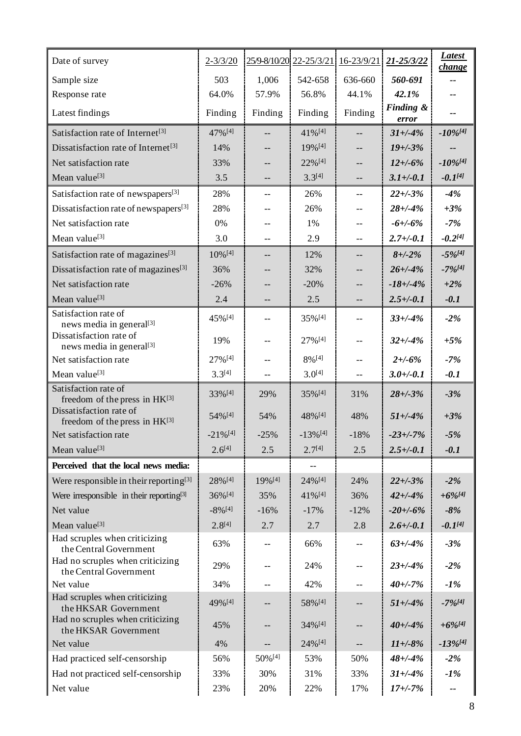| Date of survey | 2-3/3/20 | 25/9-8/10/20 | 22-25/3/21 | 16-23/9/21 | ***21-25/3/22*** | ***Latest change*** |
|---|---|---|---|---|---|---|
| Sample size | 503 | 1,006 | 542-658 | 636-660 | ***560-691*** | -- |
| Response rate | 64.0% | 57.9% | 56.8% | 44.1% | ***42.1%*** | -- |
| Latest findings | Finding | Finding | Finding | Finding | ***Finding & error*** | -- |
| Satisfaction rate of Internet[3] | 47%[4] | -- | 41%[4] | -- | ***31+/-4%*** | ***-10%[4]*** |
| Dissatisfaction rate of Internet[3] | 14% | -- | 19%[4] | -- | ***19+/-3%*** | -- |
| Net satisfaction rate | 33% | -- | 22%[4] | -- | ***12+/-6%*** | ***-10%[4]*** |
| Mean value[3] | 3.5 | -- | 3.3[4] | -- | ***3.1+/-0.1*** | ***-0.1[4]*** |
| Satisfaction rate of newspapers[3] | 28% | -- | 26% | -- | ***22+/-3%*** | ***-4%*** |
| Dissatisfaction rate of newspapers[3] | 28% | -- | 26% | -- | ***28+/-4%*** | ***+3%*** |
| Net satisfaction rate | 0% | -- | 1% | -- | ***-6+/-6%*** | ***-7%*** |
| Mean value[3] | 3.0 | -- | 2.9 | -- | ***2.7+/-0.1*** | ***-0.2[4]*** |
| Satisfaction rate of magazines[3] | 10%[4] | -- | 12% | -- | ***8+/-2%*** | ***-5%[4]*** |
| Dissatisfaction rate of magazines[3] | 36% | -- | 32% | -- | ***26+/-4%*** | ***-7%[4]*** |
| Net satisfaction rate | -26% | -- | -20% | -- | ***-18+/-4%*** | ***+2%*** |
| Mean value[3] | 2.4 | -- | 2.5 | -- | ***2.5+/-0.1*** | ***-0.1*** |
| Satisfaction rate of news media in general[3] | 45%[4] | -- | 35%[4] | -- | ***33+/-4%*** | ***-2%*** |
| Dissatisfaction rate of news media in general[3] | 19% | -- | 27%[4] | -- | ***32+/-4%*** | ***+5%*** |
| Net satisfaction rate | 27%[4] | -- | 8%[4] | -- | ***2+/-6%*** | ***-7%*** |
| Mean value[3] | 3.3[4] | -- | 3.0[4] | -- | ***3.0+/-0.1*** | ***-0.1*** |
| Satisfaction rate of freedom of the press in HK[3] | 33%[4] | 29% | 35%[4] | 31% | ***28+/-3%*** | ***-3%*** |
| Dissatisfaction rate of freedom of the press in HK[3] | 54%[4] | 54% | 48%[4] | 48% | ***51+/-4%*** | ***+3%*** |
| Net satisfaction rate | -21%[4] | -25% | -13%[4] | -18% | ***-23+/-7%*** | ***-5%*** |
| Mean value[3] | 2.6[4] | 2.5 | 2.7[4] | 2.5 | ***2.5+/-0.1*** | ***-0.1*** |
| **Perceived that the local news media:** | | | -- | | | |
| Were responsible in their reporting[3] | 28%[4] | 19%[4] | 24%[4] | 24% | ***22+/-3%*** | ***-2%*** |
| Were irresponsible in their reporting[3] | 36%[4] | 35% | 41%[4] | 36% | ***42+/-4%*** | ***+6%[4]*** |
| Net value | -8%[4] | -16% | -17% | -12% | ***-20+/-6%*** | ***-8%*** |
| Mean value[3] | 2.8[4] | 2.7 | 2.7 | 2.8 | ***2.6+/-0.1*** | ***-0.1[4]*** |
| Had scruples when criticizing the Central Government | 63% | -- | 66% | -- | ***63+/-4%*** | ***-3%*** |
| Had no scruples when criticizing the Central Government | 29% | -- | 24% | -- | ***23+/-4%*** | ***-2%*** |
| Net value | 34% | -- | 42% | -- | ***40+/-7%*** | ***-1%*** |
| Had scruples when criticizing the HKSAR Government | 49%[4] | -- | 58%[4] | -- | ***51+/-4%*** | ***-7%[4]*** |
| Had no scruples when criticizing the HKSAR Government | 45% | -- | 34%[4] | -- | ***40+/-4%*** | ***+6%[4]*** |
| Net value | 4% | -- | 24%[4] | -- | ***11+/-8%*** | ***-13%[4]*** |
| Had practiced self-censorship | 56% | 50%[4] | 53% | 50% | ***48+/-4%*** | ***-2%*** |
| Had not practiced self-censorship | 33% | 30% | 31% | 33% | ***31+/-4%*** | ***-1%*** |
| Net value | 23% | 20% | 22% | 17% | ***17+/-7%*** | -- |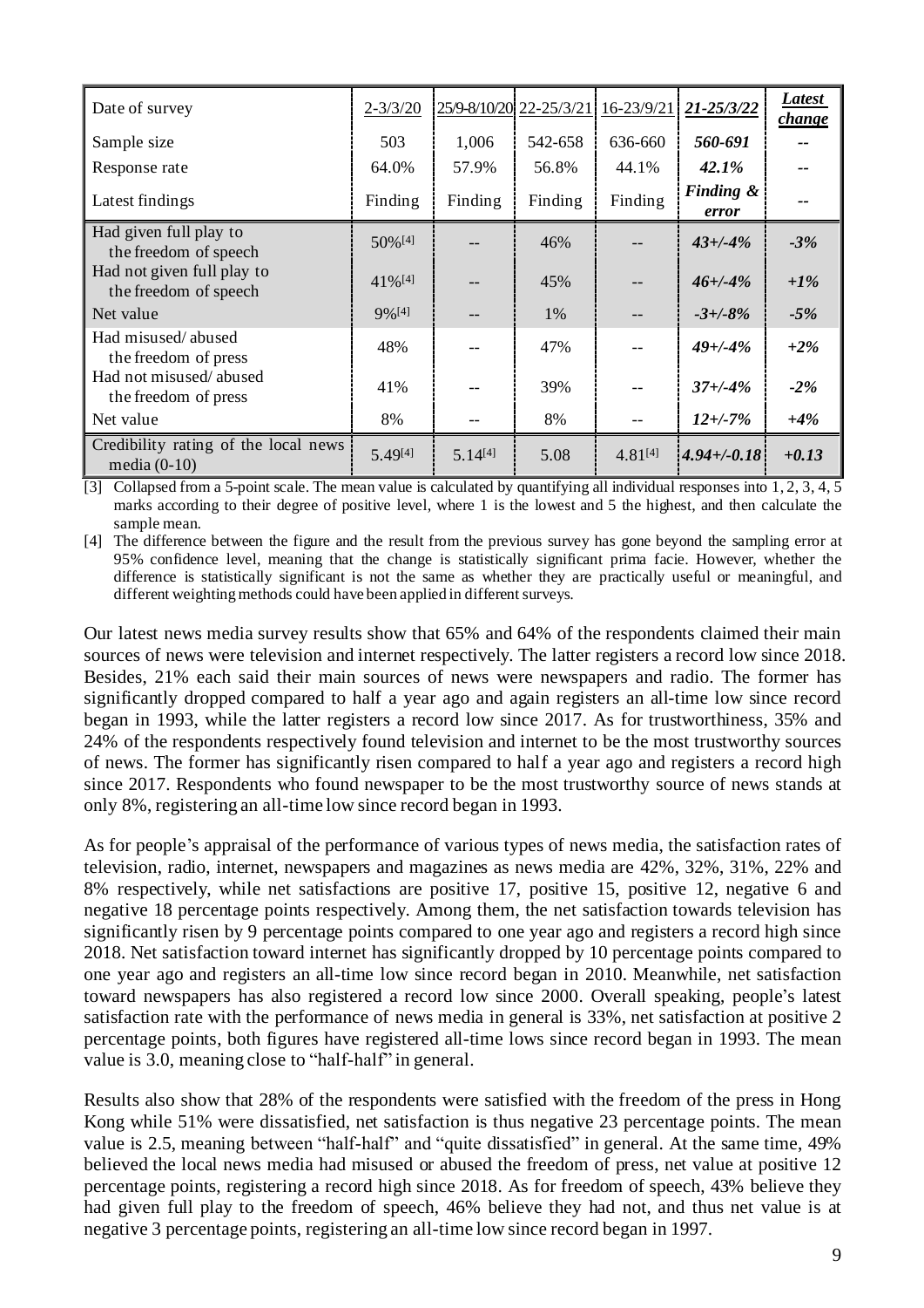| Date of survey | 2-3/3/20 | 25/9-8/10/20 | 22-25/3/21 | 16-23/9/21 | ***21-25/3/22*** | ***Latest change*** |
|---|---|---|---|---|---|---|
| Sample size | 503 | 1,006 | 542-658 | 636-660 | ***560-691*** | -- |
| Response rate | 64.0% | 57.9% | 56.8% | 44.1% | ***42.1%*** | -- |
| Latest findings | Finding | Finding | Finding | Finding | ***Finding & error*** | -- |
| Had given full play to the freedom of speech | 50%[4] | -- | 46% | -- | ***43+/-4%*** | ***-3%*** |
| Had not given full play to the freedom of speech | 41%[4] | -- | 45% | -- | ***46+/-4%*** | ***+1%*** |
| Net value | 9%[4] | -- | 1% | -- | ***-3+/-8%*** | ***-5%*** |
| Had misused/ abused the freedom of press | 48% | -- | 47% | -- | ***49+/-4%*** | ***+2%*** |
| Had not misused/ abused the freedom of press | 41% | -- | 39% | -- | ***37+/-4%*** | ***-2%*** |
| Net value | 8% | -- | 8% | -- | ***12+/-7%*** | ***+4%*** |
| Credibility rating of the local news media (0-10) | 5.49[4] | 5.14[4] | 5.08 | 4.81[4] | ***4.94+/-0.18*** | ***+0.13*** |

[3] Collapsed from a 5-point scale. The mean value is calculated by quantifying all individual responses into 1, 2, 3, 4, 5 marks according to their degree of positive level, where 1 is the lowest and 5 the highest, and then calculate the sample mean.

[4] The difference between the figure and the result from the previous survey has gone beyond the sampling error at 95% confidence level, meaning that the change is statistically significant prima facie. However, whether the difference is statistically significant is not the same as whether they are practically useful or meaningful, and different weighting methods could have been applied in different surveys.

Our latest news media survey results show that 65% and 64% of the respondents claimed their main sources of news were television and internet respectively. The latter registers a record low since 2018. Besides, 21% each said their main sources of news were newspapers and radio. The former has significantly dropped compared to half a year ago and again registers an all-time low since record began in 1993, while the latter registers a record low since 2017. As for trustworthiness, 35% and 24% of the respondents respectively found television and internet to be the most trustworthy sources of news. The former has significantly risen compared to half a year ago and registers a record high since 2017. Respondents who found newspaper to be the most trustworthy source of news stands at only 8%, registering an all-time low since record began in 1993.

As for people's appraisal of the performance of various types of news media, the satisfaction rates of television, radio, internet, newspapers and magazines as news media are 42%, 32%, 31%, 22% and 8% respectively, while net satisfactions are positive 17, positive 15, positive 12, negative 6 and negative 18 percentage points respectively. Among them, the net satisfaction towards television has significantly risen by 9 percentage points compared to one year ago and registers a record high since 2018. Net satisfaction toward internet has significantly dropped by 10 percentage points compared to one year ago and registers an all-time low since record began in 2010. Meanwhile, net satisfaction toward newspapers has also registered a record low since 2000. Overall speaking, people's latest satisfaction rate with the performance of news media in general is 33%, net satisfaction at positive 2 percentage points, both figures have registered all-time lows since record began in 1993. The mean value is 3.0, meaning close to "half-half" in general.

Results also show that 28% of the respondents were satisfied with the freedom of the press in Hong Kong while 51% were dissatisfied, net satisfaction is thus negative 23 percentage points. The mean value is 2.5, meaning between "half-half" and "quite dissatisfied" in general. At the same time, 49% believed the local news media had misused or abused the freedom of press, net value at positive 12 percentage points, registering a record high since 2018. As for freedom of speech, 43% believe they had given full play to the freedom of speech, 46% believe they had not, and thus net value is at negative 3 percentage points, registering an all-time low since record began in 1997.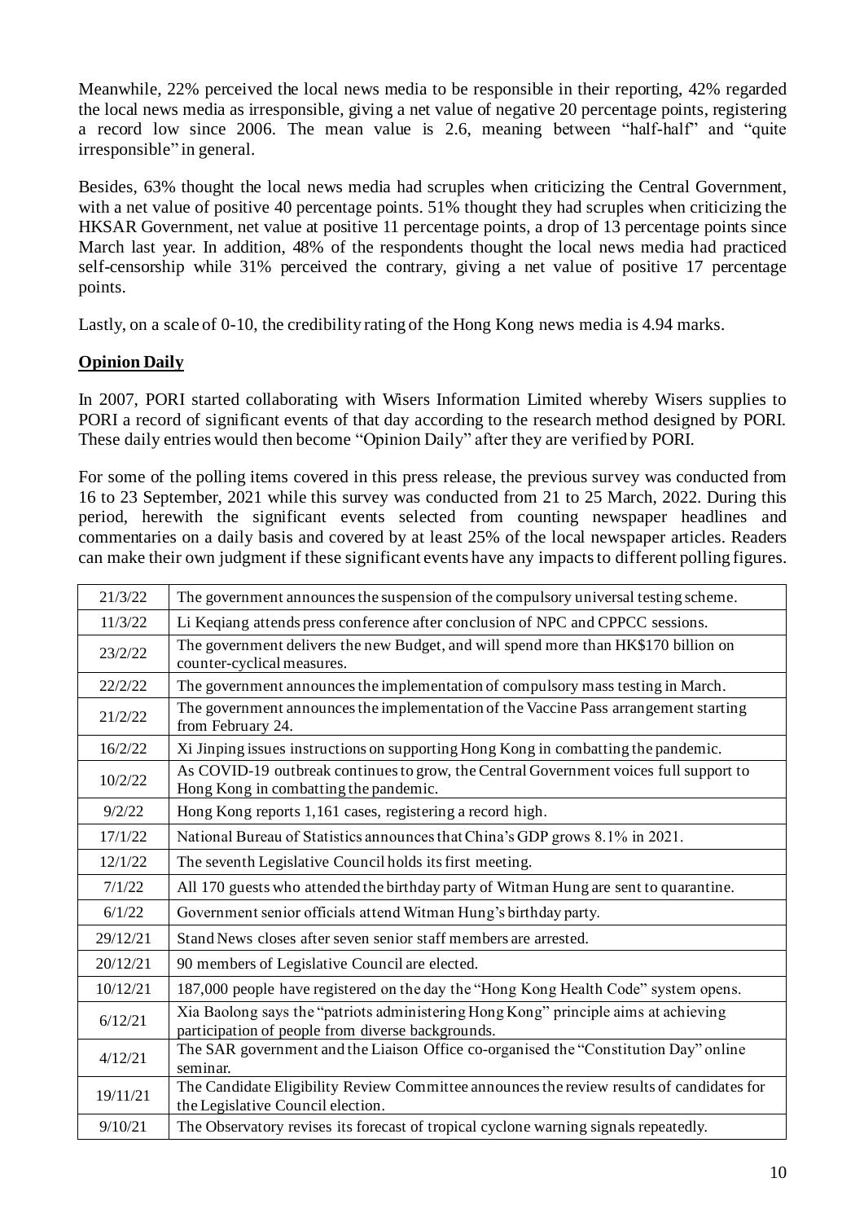Meanwhile, 22% perceived the local news media to be responsible in their reporting, 42% regarded the local news media as irresponsible, giving a net value of negative 20 percentage points, registering a record low since 2006. The mean value is 2.6, meaning between "half-half" and "quite irresponsible" in general.

Besides, 63% thought the local news media had scruples when criticizing the Central Government, with a net value of positive 40 percentage points. 51% thought they had scruples when criticizing the HKSAR Government, net value at positive 11 percentage points, a drop of 13 percentage points since March last year. In addition, 48% of the respondents thought the local news media had practiced self-censorship while 31% perceived the contrary, giving a net value of positive 17 percentage points.

Lastly, on a scale of 0-10, the credibility rating of the Hong Kong news media is 4.94 marks.

## Opinion Daily

In 2007, PORI started collaborating with Wisers Information Limited whereby Wisers supplies to PORI a record of significant events of that day according to the research method designed by PORI. These daily entries would then become "Opinion Daily" after they are verified by PORI.

For some of the polling items covered in this press release, the previous survey was conducted from 16 to 23 September, 2021 while this survey was conducted from 21 to 25 March, 2022. During this period, herewith the significant events selected from counting newspaper headlines and commentaries on a daily basis and covered by at least 25% of the local newspaper articles. Readers can make their own judgment if these significant events have any impacts to different polling figures.

| Date | Event |
|---|---|
| 21/3/22 | The government announces the suspension of the compulsory universal testing scheme. |
| 11/3/22 | Li Keqiang attends press conference after conclusion of NPC and CPPCC sessions. |
| 23/2/22 | The government delivers the new Budget, and will spend more than HK$170 billion on counter-cyclical measures. |
| 22/2/22 | The government announces the implementation of compulsory mass testing in March. |
| 21/2/22 | The government announces the implementation of the Vaccine Pass arrangement starting from February 24. |
| 16/2/22 | Xi Jinping issues instructions on supporting Hong Kong in combatting the pandemic. |
| 10/2/22 | As COVID-19 outbreak continues to grow, the Central Government voices full support to Hong Kong in combatting the pandemic. |
| 9/2/22 | Hong Kong reports 1,161 cases, registering a record high. |
| 17/1/22 | National Bureau of Statistics announces that China's GDP grows 8.1% in 2021. |
| 12/1/22 | The seventh Legislative Council holds its first meeting. |
| 7/1/22 | All 170 guests who attended the birthday party of Witman Hung are sent to quarantine. |
| 6/1/22 | Government senior officials attend Witman Hung's birthday party. |
| 29/12/21 | Stand News closes after seven senior staff members are arrested. |
| 20/12/21 | 90 members of Legislative Council are elected. |
| 10/12/21 | 187,000 people have registered on the day the "Hong Kong Health Code" system opens. |
| 6/12/21 | Xia Baolong says the "patriots administering Hong Kong" principle aims at achieving participation of people from diverse backgrounds. |
| 4/12/21 | The SAR government and the Liaison Office co-organised the "Constitution Day" online seminar. |
| 19/11/21 | The Candidate Eligibility Review Committee announces the review results of candidates for the Legislative Council election. |
| 9/10/21 | The Observatory revises its forecast of tropical cyclone warning signals repeatedly. |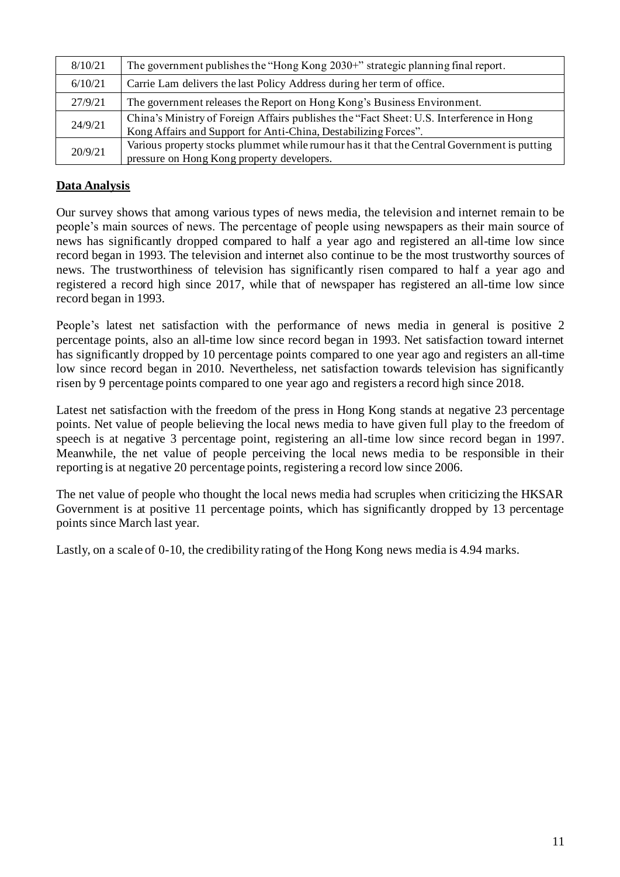| | |
|---|---|
| 8/10/21 | The government publishes the "Hong Kong 2030+" strategic planning final report. |
| 6/10/21 | Carrie Lam delivers the last Policy Address during her term of office. |
| 27/9/21 | The government releases the Report on Hong Kong's Business Environment. |
| 24/9/21 | China's Ministry of Foreign Affairs publishes the "Fact Sheet: U.S. Interference in Hong Kong Affairs and Support for Anti-China, Destabilizing Forces". |
| 20/9/21 | Various property stocks plummet while rumour has it that the Central Government is putting pressure on Hong Kong property developers. |

## Data Analysis

Our survey shows that among various types of news media, the television and internet remain to be people's main sources of news. The percentage of people using newspapers as their main source of news has significantly dropped compared to half a year ago and registered an all-time low since record began in 1993. The television and internet also continue to be the most trustworthy sources of news. The trustworthiness of television has significantly risen compared to half a year ago and registered a record high since 2017, while that of newspaper has registered an all-time low since record began in 1993.

People's latest net satisfaction with the performance of news media in general is positive 2 percentage points, also an all-time low since record began in 1993. Net satisfaction toward internet has significantly dropped by 10 percentage points compared to one year ago and registers an all-time low since record began in 2010. Nevertheless, net satisfaction towards television has significantly risen by 9 percentage points compared to one year ago and registers a record high since 2018.

Latest net satisfaction with the freedom of the press in Hong Kong stands at negative 23 percentage points. Net value of people believing the local news media to have given full play to the freedom of speech is at negative 3 percentage point, registering an all-time low since record began in 1997. Meanwhile, the net value of people perceiving the local news media to be responsible in their reporting is at negative 20 percentage points, registering a record low since 2006.

The net value of people who thought the local news media had scruples when criticizing the HKSAR Government is at positive 11 percentage points, which has significantly dropped by 13 percentage points since March last year.

Lastly, on a scale of 0-10, the credibility rating of the Hong Kong news media is 4.94 marks.